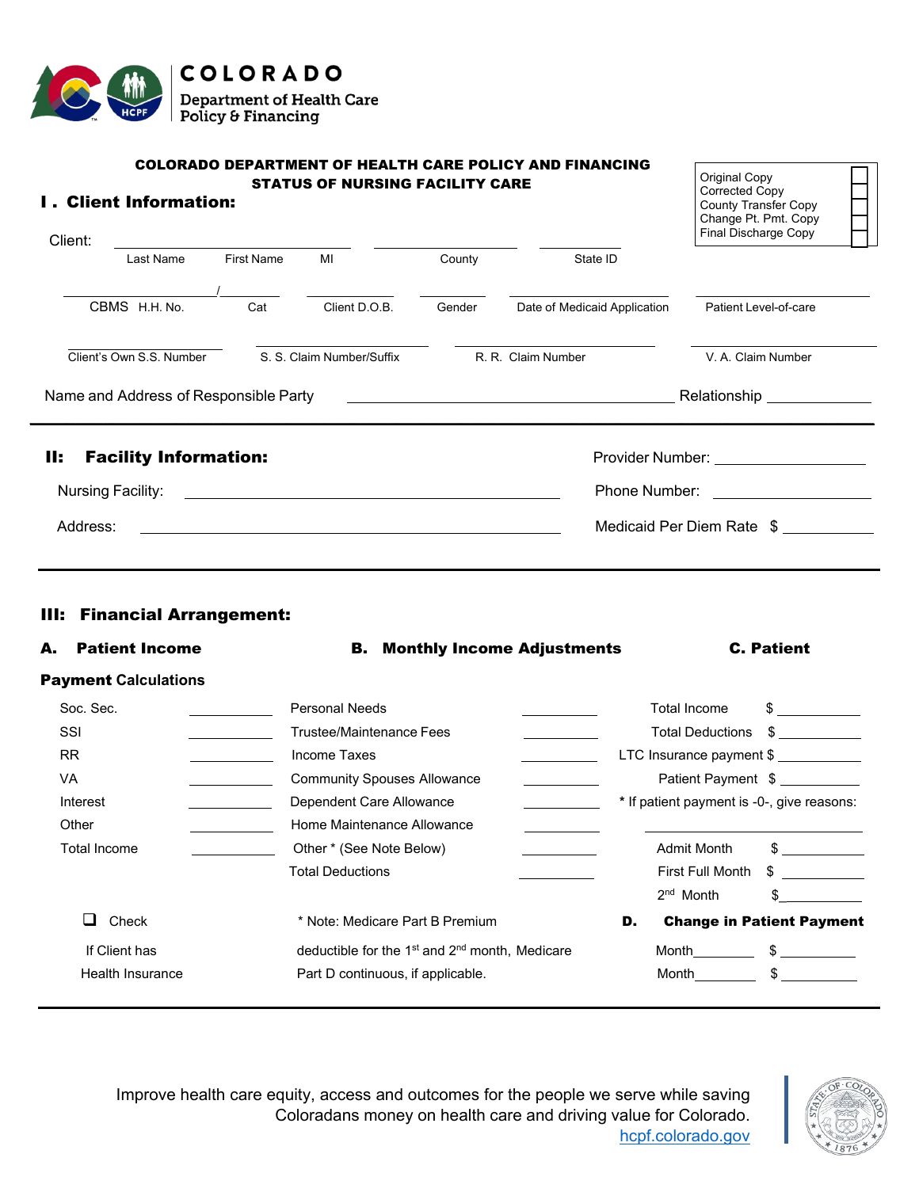**COLORADO**
**Department of Health Care Policy & Financing**

# COLORADO DEPARTMENT OF HEALTH CARE POLICY AND FINANCING
## STATUS OF NURSING FACILITY CARE

| | |
|---|---|
| Original Copy | ☐ |
| Corrected Copy | ☐ |
| County Transfer Copy | ☐ |
| Change Pt. Pmt. Copy | ☐ |
| Final Discharge Copy | ☐ |

## I. Client Information:

Client: ____________ ____________ ________ ________

Last Name First Name MI County State ID

__________ / ______ ______ ______ __________ __________

CBMS H.H. No. Cat Client D.O.B. Gender Date of Medicaid Application Patient Level-of-care

__________ __________ __________ __________

Client's Own S.S. Number S. S. Claim Number/Suffix R. R. Claim Number V. A. Claim Number

Name and Address of Responsible Party ______________________ Relationship __________

## II: Facility Information:

Nursing Facility: ______________________

Address: ______________________

Provider Number: __________

Phone Number: __________

Medicaid Per Diem Rate $ __________

## III: Financial Arrangement:

| A. Patient Income | | B. Monthly Income Adjustments | | C. Patient Payment Calculations | |
|---|---|---|---|---|---|
| Soc. Sec. | ______ | Personal Needs | ______ | Total Income | $ ______ |
| SSI | ______ | Trustee/Maintenance Fees | ______ | Total Deductions | $ ______ |
| RR | ______ | Income Taxes | ______ | LTC Insurance payment | $ ______ |
| VA | ______ | Community Spouses Allowance | ______ | Patient Payment | $ ______ |
| Interest | ______ | Dependent Care Allowance | ______ | * If patient payment is -0-, give reasons: | |
| Other | ______ | Home Maintenance Allowance | ______ | ______ | |
| Total Income | ______ | Other * (See Note Below) | ______ | Admit Month | $ ______ |
| | | Total Deductions | ______ | First Full Month | $ ______ |
| | | | | 2nd Month | $ ______ |

☐ Check If Client has Health Insurance

* Note: Medicare Part B Premium deductible for the 1st and 2nd month, Medicare Part D continuous, if applicable.

### D. Change in Patient Payment

Month______ $ ______

Month______ $ ______

Improve health care equity, access and outcomes for the people we serve while saving Coloradans money on health care and driving value for Colorado.
hcpf.colorado.gov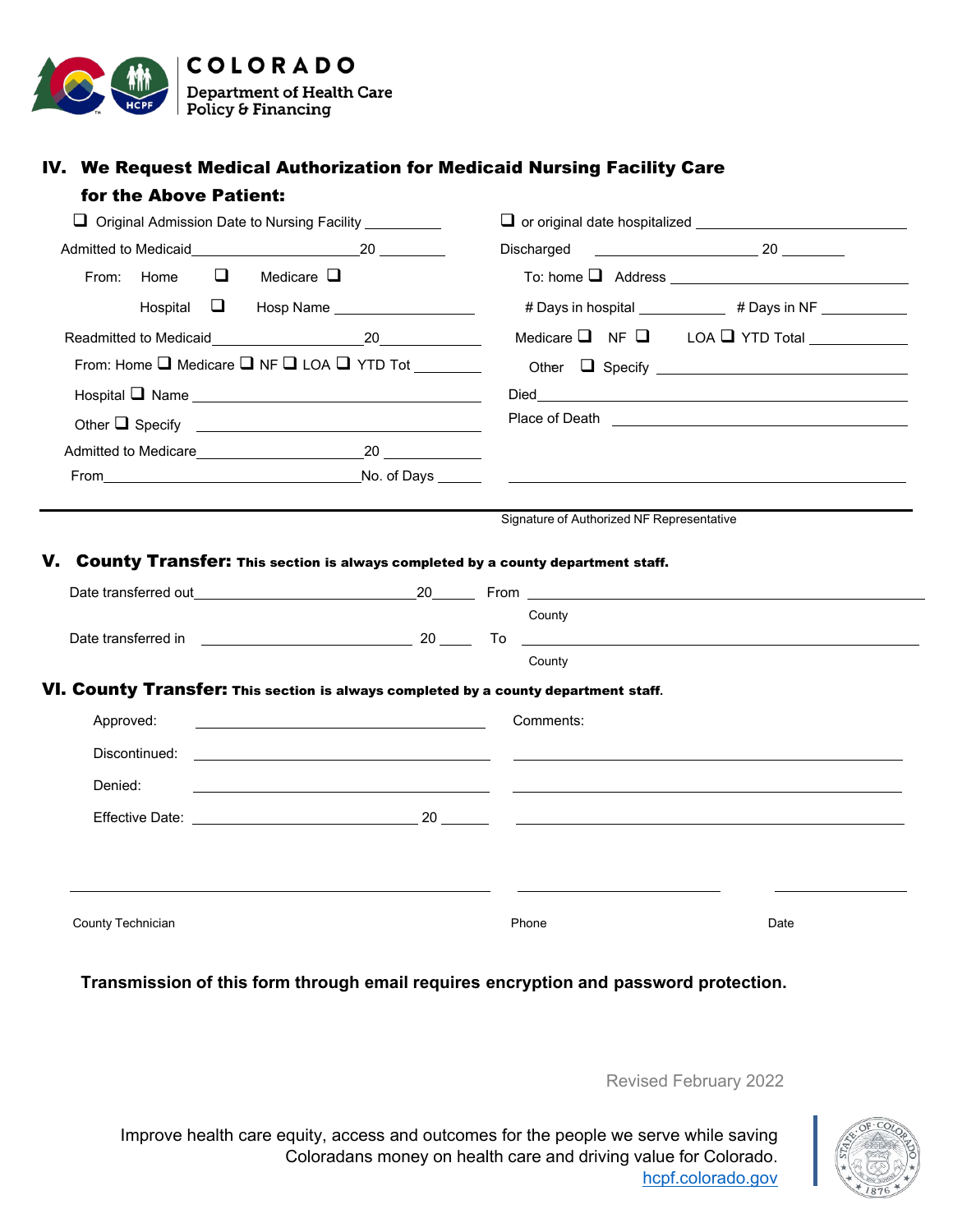COLORADO
Department of Health Care Policy & Financing

## IV. We Request Medical Authorization for Medicaid Nursing Facility Care for the Above Patient:

❑ Original Admission Date to Nursing Facility __________ ❑ or original date hospitalized __________

Admitted to Medicaid __________ 20 ______ Discharged __________ 20 ______

From: Home ❑ Medicare ❑ To: home ❑ Address __________

Hospital ❑ Hosp Name __________ # Days in hospital ______ # Days in NF ______

Readmitted to Medicaid __________ 20 ______ Medicare ❑ NF ❑ LOA ❑ YTD Total ______

From: Home ❑ Medicare ❑ NF ❑ LOA ❑ YTD Tot ______ Other ❑ Specify __________

Hospital ❑ Name __________ Died __________

Other ❑ Specify __________ Place of Death __________

Admitted to Medicare __________ 20 ______

From __________ No. of Days ______ __________

Signature of Authorized NF Representative

## V. County Transfer: This section is always completed by a county department staff.

Date transferred out __________ 20 ______ From __________
County

Date transferred in __________ 20 ______ To __________
County

## VI. County Transfer: This section is always completed by a county department staff.

Approved: __________ Comments:

Discontinued: __________ __________

Denied: __________ __________

Effective Date: __________ 20 ______ __________

__________ __________ __________

County Technician Phone Date

**Transmission of this form through email requires encryption and password protection.**

Revised February 2022

Improve health care equity, access and outcomes for the people we serve while saving Coloradans money on health care and driving value for Colorado.
hcpf.colorado.gov